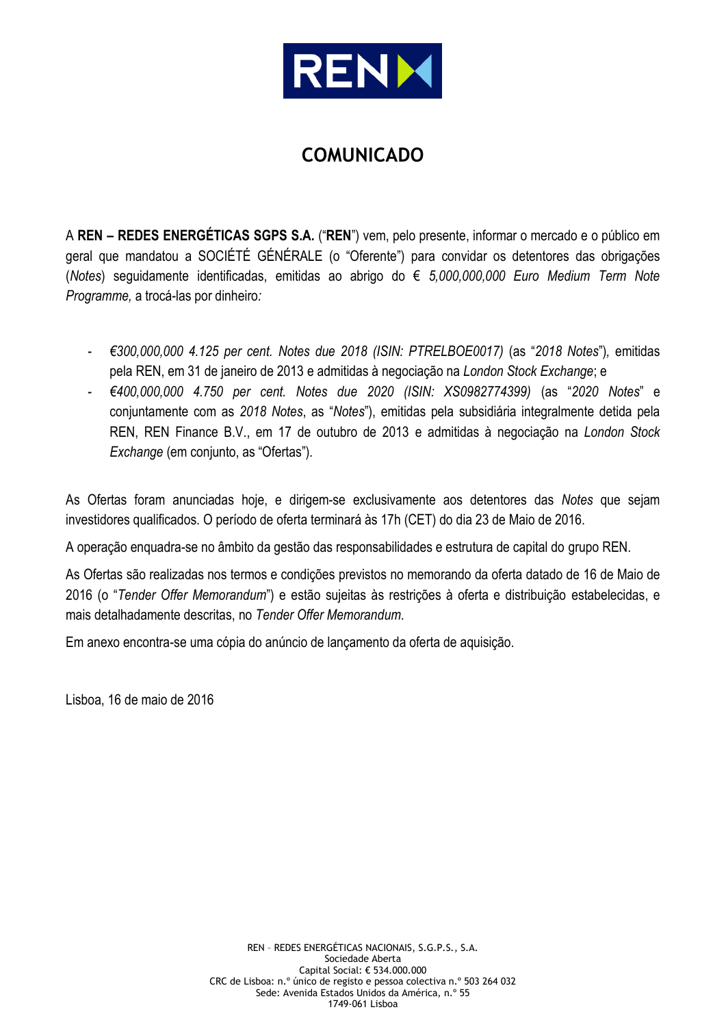# COMUNICADO

A **REN – REDES ENERGÉTICAS SGPS S.A.** ("**REN**") vem, pelo presente, informar o mercado e o público em geral que mandatou a SOCIÉTÉ GÉNÉRALE (o "Oferente") para convidar os detentores das obrigações (*Notes*) seguidamente identificadas, emitidas ao abrigo do *€ 5,000,000,000 Euro Medium Term Note Programme,* a trocá-las por dinheiro*:*

- *€300,000,000 4.125 per cent. Notes due 2018 (ISIN: PTRELBOE0017)* (as "*2018 Notes*")*,* emitidas pela REN, em 31 de janeiro de 2013 e admitidas à negociação na *London Stock Exchange*; e
- *€400,000,000 4.750 per cent. Notes due 2020 (ISIN: XS0982774399)* (as "*2020 Notes*" e conjuntamente com as *2018 Notes*, as "*Notes*"), emitidas pela subsidiária integralmente detida pela REN, REN Finance B.V., em 17 de outubro de 2013 e admitidas à negociação na *London Stock Exchange* (em conjunto, as "Ofertas").

As Ofertas foram anunciadas hoje, e dirigem-se exclusivamente aos detentores das *Notes* que sejam investidores qualificados. O período de oferta terminará às 17h (CET) do dia 23 de Maio de 2016.

A operação enquadra-se no âmbito da gestão das responsabilidades e estrutura de capital do grupo REN.

As Ofertas são realizadas nos termos e condições previstos no memorando da oferta datado de 16 de Maio de 2016 (o "*Tender Offer Memorandum*") e estão sujeitas às restrições à oferta e distribuição estabelecidas, e mais detalhadamente descritas, no *Tender Offer Memorandum*.

Em anexo encontra-se uma cópia do anúncio de lançamento da oferta de aquisição.

Lisboa, 16 de maio de 2016

REN – REDES ENERGÉTICAS NACIONAIS, S.G.P.S., S.A.
Sociedade Aberta
Capital Social: € 534.000.000
CRC de Lisboa: n.º único de registo e pessoa colectiva n.º 503 264 032
Sede: Avenida Estados Unidos da América, n.º 55
1749-061 Lisboa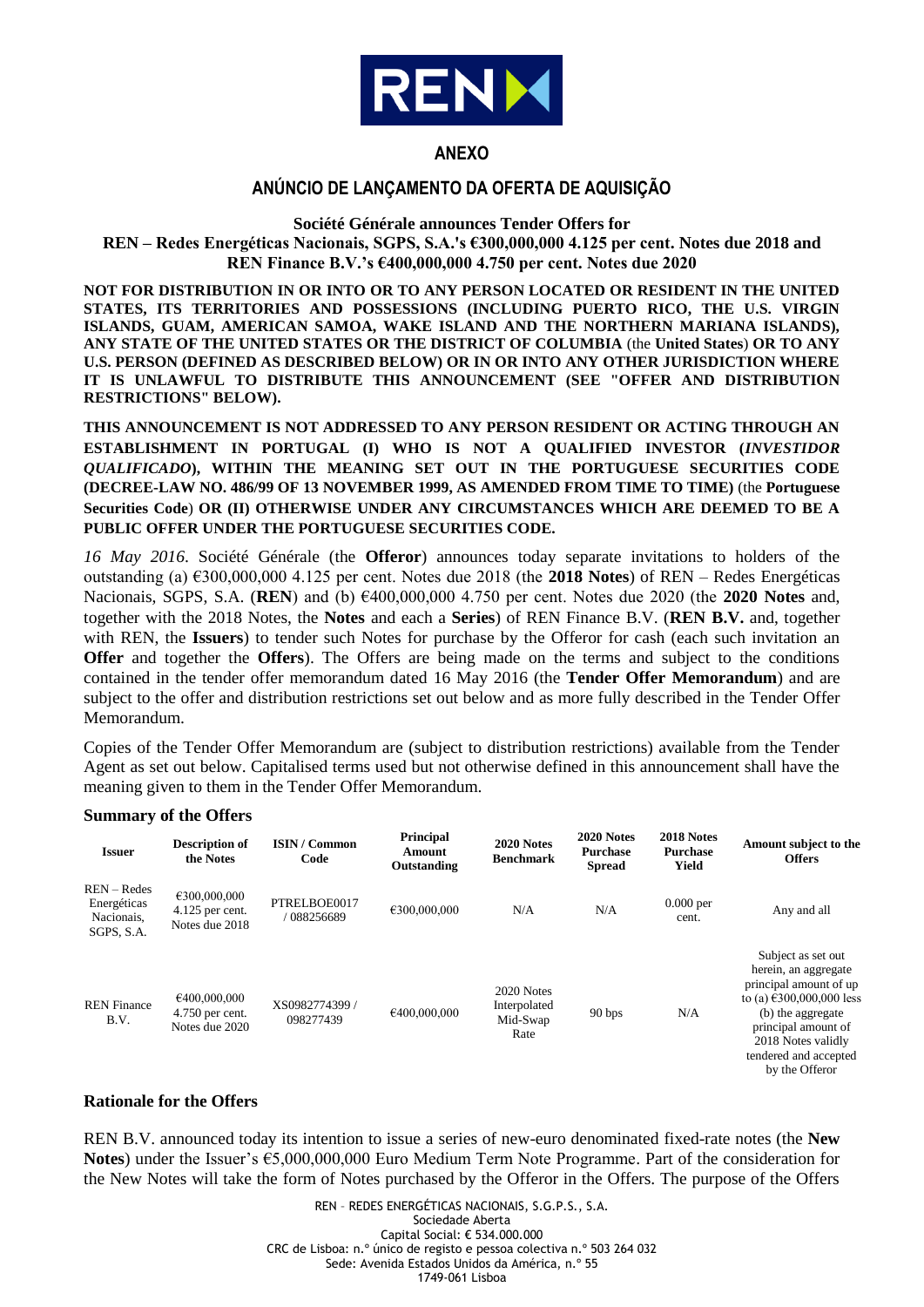## ANEXO

## ANÚNCIO DE LANÇAMENTO DA OFERTA DE AQUISIÇÃO

**Société Générale announces Tender Offers for REN – Redes Energéticas Nacionais, SGPS, S.A.'s €300,000,000 4.125 per cent. Notes due 2018 and REN Finance B.V.'s €400,000,000 4.750 per cent. Notes due 2020**

**NOT FOR DISTRIBUTION IN OR INTO OR TO ANY PERSON LOCATED OR RESIDENT IN THE UNITED STATES, ITS TERRITORIES AND POSSESSIONS (INCLUDING PUERTO RICO, THE U.S. VIRGIN ISLANDS, GUAM, AMERICAN SAMOA, WAKE ISLAND AND THE NORTHERN MARIANA ISLANDS), ANY STATE OF THE UNITED STATES OR THE DISTRICT OF COLUMBIA** (the **United States**) **OR TO ANY U.S. PERSON (DEFINED AS DESCRIBED BELOW) OR IN OR INTO ANY OTHER JURISDICTION WHERE IT IS UNLAWFUL TO DISTRIBUTE THIS ANNOUNCEMENT (SEE "OFFER AND DISTRIBUTION RESTRICTIONS" BELOW).**

**THIS ANNOUNCEMENT IS NOT ADDRESSED TO ANY PERSON RESIDENT OR ACTING THROUGH AN ESTABLISHMENT IN PORTUGAL (I) WHO IS NOT A QUALIFIED INVESTOR (*INVESTIDOR QUALIFICADO*), WITHIN THE MEANING SET OUT IN THE PORTUGUESE SECURITIES CODE (DECREE-LAW NO. 486/99 OF 13 NOVEMBER 1999, AS AMENDED FROM TIME TO TIME)** (the **Portuguese Securities Code**) **OR (II) OTHERWISE UNDER ANY CIRCUMSTANCES WHICH ARE DEEMED TO BE A PUBLIC OFFER UNDER THE PORTUGUESE SECURITIES CODE.**

*16 May 2016*. Société Générale (the **Offeror**) announces today separate invitations to holders of the outstanding (a) €300,000,000 4.125 per cent. Notes due 2018 (the **2018 Notes**) of REN – Redes Energéticas Nacionais, SGPS, S.A. (**REN**) and (b) €400,000,000 4.750 per cent. Notes due 2020 (the **2020 Notes** and, together with the 2018 Notes, the **Notes** and each a **Series**) of REN Finance B.V. (**REN B.V.** and, together with REN, the **Issuers**) to tender such Notes for purchase by the Offeror for cash (each such invitation an **Offer** and together the **Offers**). The Offers are being made on the terms and subject to the conditions contained in the tender offer memorandum dated 16 May 2016 (the **Tender Offer Memorandum**) and are subject to the offer and distribution restrictions set out below and as more fully described in the Tender Offer Memorandum.

Copies of the Tender Offer Memorandum are (subject to distribution restrictions) available from the Tender Agent as set out below. Capitalised terms used but not otherwise defined in this announcement shall have the meaning given to them in the Tender Offer Memorandum.

**Summary of the Offers**

| Issuer | Description of the Notes | ISIN / Common Code | Principal Amount Outstanding | 2020 Notes Benchmark | 2020 Notes Purchase Spread | 2018 Notes Purchase Yield | Amount subject to the Offers |
|---|---|---|---|---|---|---|---|
| REN – Redes Energéticas Nacionais, SGPS, S.A. | €300,000,000 4.125 per cent. Notes due 2018 | PTRELBOE0017 / 088256689 | €300,000,000 | N/A | N/A | 0.000 per cent. | Any and all |
| REN Finance B.V. | €400,000,000 4.750 per cent. Notes due 2020 | XS0982774399 / 098277439 | €400,000,000 | 2020 Notes Interpolated Mid-Swap Rate | 90 bps | N/A | Subject as set out herein, an aggregate principal amount of up to (a) €300,000,000 less (b) the aggregate principal amount of 2018 Notes validly tendered and accepted by the Offeror |

**Rationale for the Offers**

REN B.V. announced today its intention to issue a series of new-euro denominated fixed-rate notes (the **New Notes**) under the Issuer's €5,000,000,000 Euro Medium Term Note Programme. Part of the consideration for the New Notes will take the form of Notes purchased by the Offeror in the Offers. The purpose of the Offers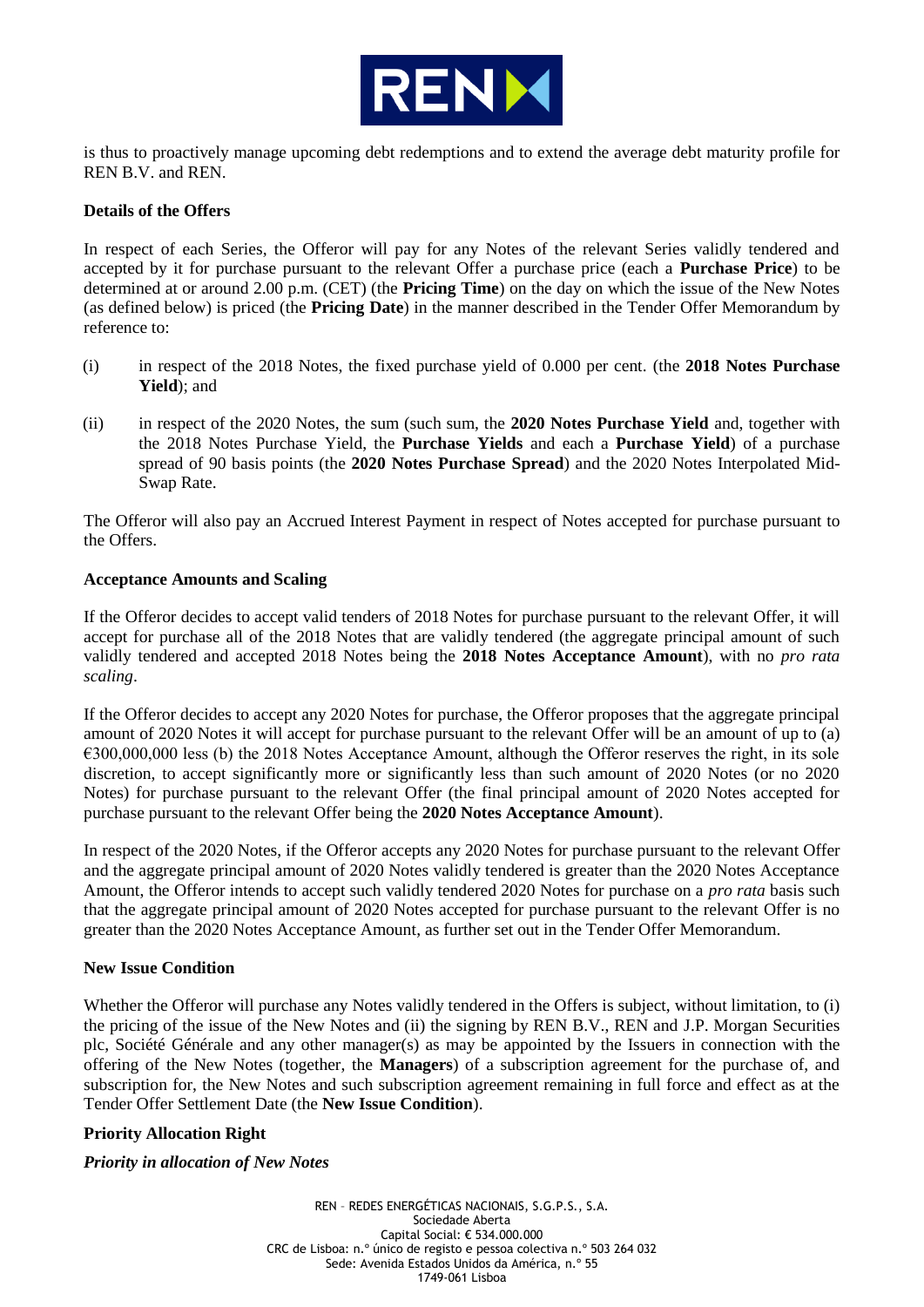is thus to proactively manage upcoming debt redemptions and to extend the average debt maturity profile for REN B.V. and REN.

**Details of the Offers**

In respect of each Series, the Offeror will pay for any Notes of the relevant Series validly tendered and accepted by it for purchase pursuant to the relevant Offer a purchase price (each a **Purchase Price**) to be determined at or around 2.00 p.m. (CET) (the **Pricing Time**) on the day on which the issue of the New Notes (as defined below) is priced (the **Pricing Date**) in the manner described in the Tender Offer Memorandum by reference to:

(i) in respect of the 2018 Notes, the fixed purchase yield of 0.000 per cent. (the **2018 Notes Purchase Yield**); and

(ii) in respect of the 2020 Notes, the sum (such sum, the **2020 Notes Purchase Yield** and, together with the 2018 Notes Purchase Yield, the **Purchase Yields** and each a **Purchase Yield**) of a purchase spread of 90 basis points (the **2020 Notes Purchase Spread**) and the 2020 Notes Interpolated Mid-Swap Rate.

The Offeror will also pay an Accrued Interest Payment in respect of Notes accepted for purchase pursuant to the Offers.

**Acceptance Amounts and Scaling**

If the Offeror decides to accept valid tenders of 2018 Notes for purchase pursuant to the relevant Offer, it will accept for purchase all of the 2018 Notes that are validly tendered (the aggregate principal amount of such validly tendered and accepted 2018 Notes being the **2018 Notes Acceptance Amount**), with no *pro rata scaling*.

If the Offeror decides to accept any 2020 Notes for purchase, the Offeror proposes that the aggregate principal amount of 2020 Notes it will accept for purchase pursuant to the relevant Offer will be an amount of up to (a) €300,000,000 less (b) the 2018 Notes Acceptance Amount, although the Offeror reserves the right, in its sole discretion, to accept significantly more or significantly less than such amount of 2020 Notes (or no 2020 Notes) for purchase pursuant to the relevant Offer (the final principal amount of 2020 Notes accepted for purchase pursuant to the relevant Offer being the **2020 Notes Acceptance Amount**).

In respect of the 2020 Notes, if the Offeror accepts any 2020 Notes for purchase pursuant to the relevant Offer and the aggregate principal amount of 2020 Notes validly tendered is greater than the 2020 Notes Acceptance Amount, the Offeror intends to accept such validly tendered 2020 Notes for purchase on a *pro rata* basis such that the aggregate principal amount of 2020 Notes accepted for purchase pursuant to the relevant Offer is no greater than the 2020 Notes Acceptance Amount, as further set out in the Tender Offer Memorandum.

**New Issue Condition**

Whether the Offeror will purchase any Notes validly tendered in the Offers is subject, without limitation, to (i) the pricing of the issue of the New Notes and (ii) the signing by REN B.V., REN and J.P. Morgan Securities plc, Société Générale and any other manager(s) as may be appointed by the Issuers in connection with the offering of the New Notes (together, the **Managers**) of a subscription agreement for the purchase of, and subscription for, the New Notes and such subscription agreement remaining in full force and effect as at the Tender Offer Settlement Date (the **New Issue Condition**).

**Priority Allocation Right**

***Priority in allocation of New Notes***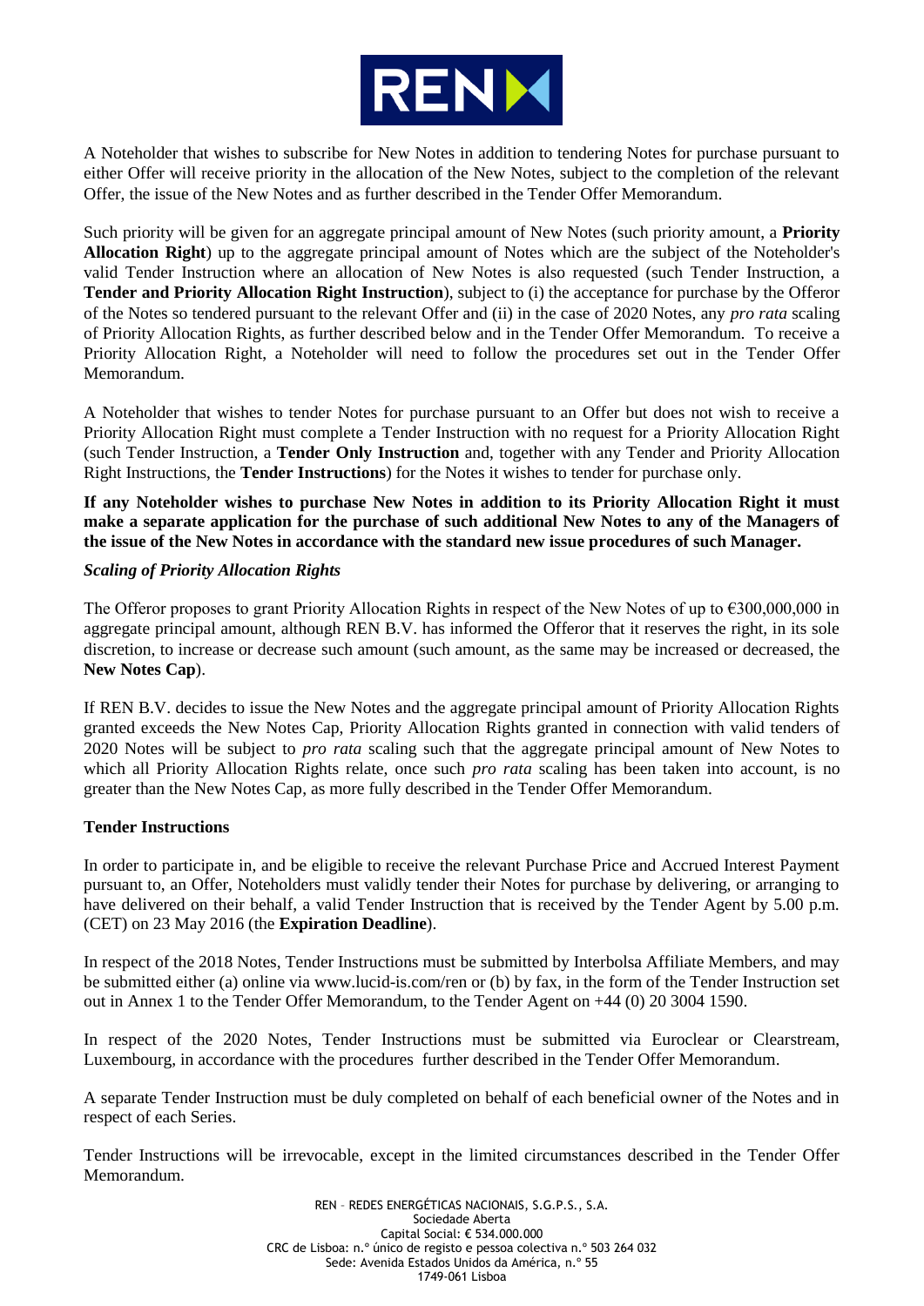A Noteholder that wishes to subscribe for New Notes in addition to tendering Notes for purchase pursuant to either Offer will receive priority in the allocation of the New Notes, subject to the completion of the relevant Offer, the issue of the New Notes and as further described in the Tender Offer Memorandum.

Such priority will be given for an aggregate principal amount of New Notes (such priority amount, a **Priority Allocation Right**) up to the aggregate principal amount of Notes which are the subject of the Noteholder's valid Tender Instruction where an allocation of New Notes is also requested (such Tender Instruction, a **Tender and Priority Allocation Right Instruction**), subject to (i) the acceptance for purchase by the Offeror of the Notes so tendered pursuant to the relevant Offer and (ii) in the case of 2020 Notes, any *pro rata* scaling of Priority Allocation Rights, as further described below and in the Tender Offer Memorandum. To receive a Priority Allocation Right, a Noteholder will need to follow the procedures set out in the Tender Offer Memorandum.

A Noteholder that wishes to tender Notes for purchase pursuant to an Offer but does not wish to receive a Priority Allocation Right must complete a Tender Instruction with no request for a Priority Allocation Right (such Tender Instruction, a **Tender Only Instruction** and, together with any Tender and Priority Allocation Right Instructions, the **Tender Instructions**) for the Notes it wishes to tender for purchase only.

**If any Noteholder wishes to purchase New Notes in addition to its Priority Allocation Right it must make a separate application for the purchase of such additional New Notes to any of the Managers of the issue of the New Notes in accordance with the standard new issue procedures of such Manager.**

### *Scaling of Priority Allocation Rights*

The Offeror proposes to grant Priority Allocation Rights in respect of the New Notes of up to €300,000,000 in aggregate principal amount, although REN B.V. has informed the Offeror that it reserves the right, in its sole discretion, to increase or decrease such amount (such amount, as the same may be increased or decreased, the **New Notes Cap**).

If REN B.V. decides to issue the New Notes and the aggregate principal amount of Priority Allocation Rights granted exceeds the New Notes Cap, Priority Allocation Rights granted in connection with valid tenders of 2020 Notes will be subject to *pro rata* scaling such that the aggregate principal amount of New Notes to which all Priority Allocation Rights relate, once such *pro rata* scaling has been taken into account, is no greater than the New Notes Cap, as more fully described in the Tender Offer Memorandum.

## Tender Instructions

In order to participate in, and be eligible to receive the relevant Purchase Price and Accrued Interest Payment pursuant to, an Offer, Noteholders must validly tender their Notes for purchase by delivering, or arranging to have delivered on their behalf, a valid Tender Instruction that is received by the Tender Agent by 5.00 p.m. (CET) on 23 May 2016 (the **Expiration Deadline**).

In respect of the 2018 Notes, Tender Instructions must be submitted by Interbolsa Affiliate Members, and may be submitted either (a) online via www.lucid-is.com/ren or (b) by fax, in the form of the Tender Instruction set out in Annex 1 to the Tender Offer Memorandum, to the Tender Agent on +44 (0) 20 3004 1590.

In respect of the 2020 Notes, Tender Instructions must be submitted via Euroclear or Clearstream, Luxembourg, in accordance with the procedures further described in the Tender Offer Memorandum.

A separate Tender Instruction must be duly completed on behalf of each beneficial owner of the Notes and in respect of each Series.

Tender Instructions will be irrevocable, except in the limited circumstances described in the Tender Offer Memorandum.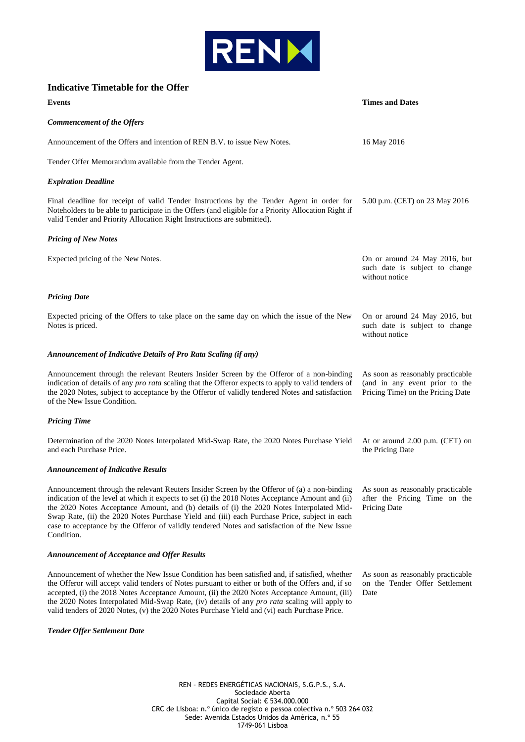## Indicative Timetable for the Offer

| Events | Times and Dates |
|---|---|
| ***Commencement of the Offers*** | |
| Announcement of the Offers and intention of REN B.V. to issue New Notes. | 16 May 2016 |
| Tender Offer Memorandum available from the Tender Agent. | |
| ***Expiration Deadline*** | |
| Final deadline for receipt of valid Tender Instructions by the Tender Agent in order for Noteholders to be able to participate in the Offers (and eligible for a Priority Allocation Right if valid Tender and Priority Allocation Right Instructions are submitted). | 5.00 p.m. (CET) on 23 May 2016 |
| ***Pricing of New Notes*** | |
| Expected pricing of the New Notes. | On or around 24 May 2016, but such date is subject to change without notice |
| ***Pricing Date*** | |
| Expected pricing of the Offers to take place on the same day on which the issue of the New Notes is priced. | On or around 24 May 2016, but such date is subject to change without notice |
| ***Announcement of Indicative Details of Pro Rata Scaling (if any)*** | |
| Announcement through the relevant Reuters Insider Screen by the Offeror of a non-binding indication of details of any *pro rata* scaling that the Offeror expects to apply to valid tenders of the 2020 Notes, subject to acceptance by the Offeror of validly tendered Notes and satisfaction of the New Issue Condition. | As soon as reasonably practicable (and in any event prior to the Pricing Time) on the Pricing Date |
| ***Pricing Time*** | |
| Determination of the 2020 Notes Interpolated Mid-Swap Rate, the 2020 Notes Purchase Yield and each Purchase Price. | At or around 2.00 p.m. (CET) on the Pricing Date |
| ***Announcement of Indicative Results*** | |
| Announcement through the relevant Reuters Insider Screen by the Offeror of (a) a non-binding indication of the level at which it expects to set (i) the 2018 Notes Acceptance Amount and (ii) the 2020 Notes Acceptance Amount, and (b) details of (i) the 2020 Notes Interpolated Mid-Swap Rate, (ii) the 2020 Notes Purchase Yield and (iii) each Purchase Price, subject in each case to acceptance by the Offeror of validly tendered Notes and satisfaction of the New Issue Condition. | As soon as reasonably practicable after the Pricing Time on the Pricing Date |
| ***Announcement of Acceptance and Offer Results*** | |
| Announcement of whether the New Issue Condition has been satisfied and, if satisfied, whether the Offeror will accept valid tenders of Notes pursuant to either or both of the Offers and, if so accepted, (i) the 2018 Notes Acceptance Amount, (ii) the 2020 Notes Acceptance Amount, (iii) the 2020 Notes Interpolated Mid-Swap Rate, (iv) details of any *pro rata* scaling will apply to valid tenders of 2020 Notes, (v) the 2020 Notes Purchase Yield and (vi) each Purchase Price. | As soon as reasonably practicable on the Tender Offer Settlement Date |
| ***Tender Offer Settlement Date*** | |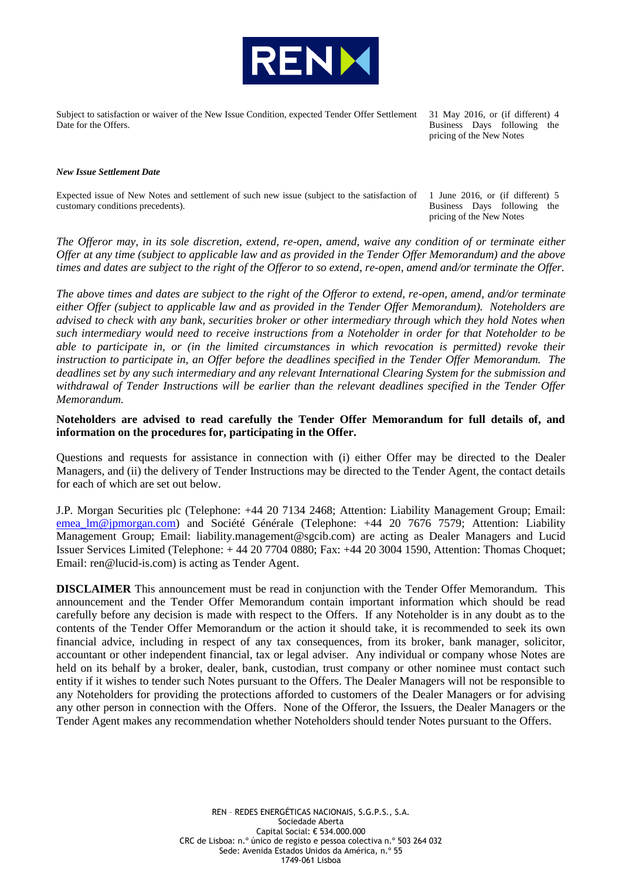| | |
|---|---|
| Subject to satisfaction or waiver of the New Issue Condition, expected Tender Offer Settlement Date for the Offers. | 31 May 2016, or (if different) 4 Business Days following the pricing of the New Notes |

***New Issue Settlement Date***

| | |
|---|---|
| Expected issue of New Notes and settlement of such new issue (subject to the satisfaction of customary conditions precedents). | 1 June 2016, or (if different) 5 Business Days following the pricing of the New Notes |

*The Offeror may, in its sole discretion, extend, re-open, amend, waive any condition of or terminate either Offer at any time (subject to applicable law and as provided in the Tender Offer Memorandum) and the above times and dates are subject to the right of the Offeror to so extend, re-open, amend and/or terminate the Offer.*

*The above times and dates are subject to the right of the Offeror to extend, re-open, amend, and/or terminate either Offer (subject to applicable law and as provided in the Tender Offer Memorandum). Noteholders are advised to check with any bank, securities broker or other intermediary through which they hold Notes when such intermediary would need to receive instructions from a Noteholder in order for that Noteholder to be able to participate in, or (in the limited circumstances in which revocation is permitted) revoke their instruction to participate in, an Offer before the deadlines specified in the Tender Offer Memorandum. The deadlines set by any such intermediary and any relevant International Clearing System for the submission and withdrawal of Tender Instructions will be earlier than the relevant deadlines specified in the Tender Offer Memorandum.*

**Noteholders are advised to read carefully the Tender Offer Memorandum for full details of, and information on the procedures for, participating in the Offer.**

Questions and requests for assistance in connection with (i) either Offer may be directed to the Dealer Managers, and (ii) the delivery of Tender Instructions may be directed to the Tender Agent, the contact details for each of which are set out below.

J.P. Morgan Securities plc (Telephone: +44 20 7134 2468; Attention: Liability Management Group; Email: emea_lm@jpmorgan.com) and Société Générale (Telephone: +44 20 7676 7579; Attention: Liability Management Group; Email: liability.management@sgcib.com) are acting as Dealer Managers and Lucid Issuer Services Limited (Telephone: + 44 20 7704 0880; Fax: +44 20 3004 1590, Attention: Thomas Choquet; Email: ren@lucid-is.com) is acting as Tender Agent.

**DISCLAIMER** This announcement must be read in conjunction with the Tender Offer Memorandum. This announcement and the Tender Offer Memorandum contain important information which should be read carefully before any decision is made with respect to the Offers. If any Noteholder is in any doubt as to the contents of the Tender Offer Memorandum or the action it should take, it is recommended to seek its own financial advice, including in respect of any tax consequences, from its broker, bank manager, solicitor, accountant or other independent financial, tax or legal adviser. Any individual or company whose Notes are held on its behalf by a broker, dealer, bank, custodian, trust company or other nominee must contact such entity if it wishes to tender such Notes pursuant to the Offers. The Dealer Managers will not be responsible to any Noteholders for providing the protections afforded to customers of the Dealer Managers or for advising any other person in connection with the Offers. None of the Offeror, the Issuers, the Dealer Managers or the Tender Agent makes any recommendation whether Noteholders should tender Notes pursuant to the Offers.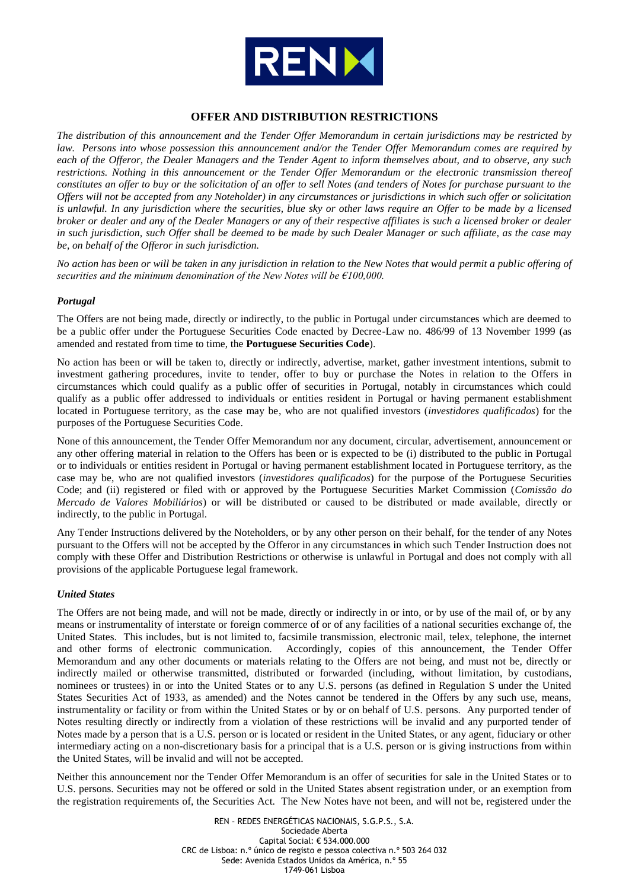## OFFER AND DISTRIBUTION RESTRICTIONS

*The distribution of this announcement and the Tender Offer Memorandum in certain jurisdictions may be restricted by law. Persons into whose possession this announcement and/or the Tender Offer Memorandum comes are required by each of the Offeror, the Dealer Managers and the Tender Agent to inform themselves about, and to observe, any such restrictions. Nothing in this announcement or the Tender Offer Memorandum or the electronic transmission thereof constitutes an offer to buy or the solicitation of an offer to sell Notes (and tenders of Notes for purchase pursuant to the Offers will not be accepted from any Noteholder) in any circumstances or jurisdictions in which such offer or solicitation is unlawful. In any jurisdiction where the securities, blue sky or other laws require an Offer to be made by a licensed broker or dealer and any of the Dealer Managers or any of their respective affiliates is such a licensed broker or dealer in such jurisdiction, such Offer shall be deemed to be made by such Dealer Manager or such affiliate, as the case may be, on behalf of the Offeror in such jurisdiction.*

*No action has been or will be taken in any jurisdiction in relation to the New Notes that would permit a public offering of securities and the minimum denomination of the New Notes will be €100,000.*

***Portugal***

The Offers are not being made, directly or indirectly, to the public in Portugal under circumstances which are deemed to be a public offer under the Portuguese Securities Code enacted by Decree-Law no. 486/99 of 13 November 1999 (as amended and restated from time to time, the **Portuguese Securities Code**).

No action has been or will be taken to, directly or indirectly, advertise, market, gather investment intentions, submit to investment gathering procedures, invite to tender, offer to buy or purchase the Notes in relation to the Offers in circumstances which could qualify as a public offer of securities in Portugal, notably in circumstances which could qualify as a public offer addressed to individuals or entities resident in Portugal or having permanent establishment located in Portuguese territory, as the case may be, who are not qualified investors (*investidores qualificados*) for the purposes of the Portuguese Securities Code.

None of this announcement, the Tender Offer Memorandum nor any document, circular, advertisement, announcement or any other offering material in relation to the Offers has been or is expected to be (i) distributed to the public in Portugal or to individuals or entities resident in Portugal or having permanent establishment located in Portuguese territory, as the case may be, who are not qualified investors (*investidores qualificados*) for the purpose of the Portuguese Securities Code; and (ii) registered or filed with or approved by the Portuguese Securities Market Commission (*Comissão do Mercado de Valores Mobiliários*) or will be distributed or caused to be distributed or made available, directly or indirectly, to the public in Portugal.

Any Tender Instructions delivered by the Noteholders, or by any other person on their behalf, for the tender of any Notes pursuant to the Offers will not be accepted by the Offeror in any circumstances in which such Tender Instruction does not comply with these Offer and Distribution Restrictions or otherwise is unlawful in Portugal and does not comply with all provisions of the applicable Portuguese legal framework.

***United States***

The Offers are not being made, and will not be made, directly or indirectly in or into, or by use of the mail of, or by any means or instrumentality of interstate or foreign commerce of or of any facilities of a national securities exchange of, the United States. This includes, but is not limited to, facsimile transmission, electronic mail, telex, telephone, the internet and other forms of electronic communication. Accordingly, copies of this announcement, the Tender Offer Memorandum and any other documents or materials relating to the Offers are not being, and must not be, directly or indirectly mailed or otherwise transmitted, distributed or forwarded (including, without limitation, by custodians, nominees or trustees) in or into the United States or to any U.S. persons (as defined in Regulation S under the United States Securities Act of 1933, as amended) and the Notes cannot be tendered in the Offers by any such use, means, instrumentality or facility or from within the United States or by or on behalf of U.S. persons. Any purported tender of Notes resulting directly or indirectly from a violation of these restrictions will be invalid and any purported tender of Notes made by a person that is a U.S. person or is located or resident in the United States, or any agent, fiduciary or other intermediary acting on a non-discretionary basis for a principal that is a U.S. person or is giving instructions from within the United States, will be invalid and will not be accepted.

Neither this announcement nor the Tender Offer Memorandum is an offer of securities for sale in the United States or to U.S. persons. Securities may not be offered or sold in the United States absent registration under, or an exemption from the registration requirements of, the Securities Act. The New Notes have not been, and will not be, registered under the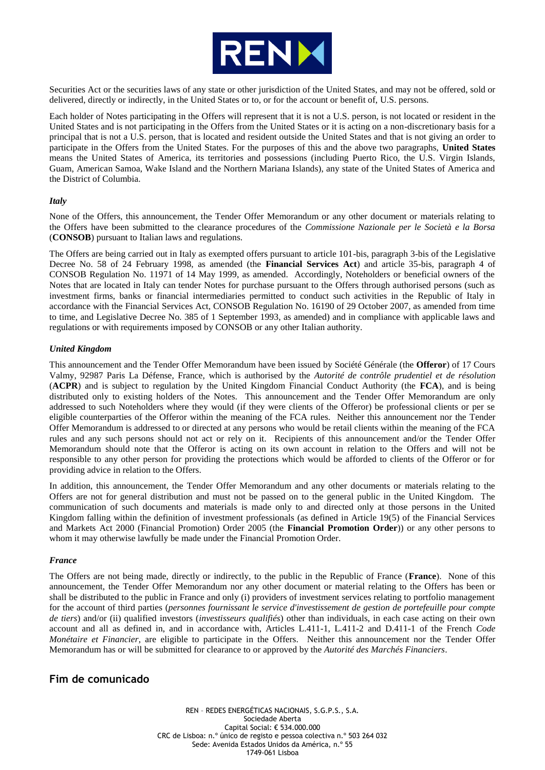Securities Act or the securities laws of any state or other jurisdiction of the United States, and may not be offered, sold or delivered, directly or indirectly, in the United States or to, or for the account or benefit of, U.S. persons.

Each holder of Notes participating in the Offers will represent that it is not a U.S. person, is not located or resident in the United States and is not participating in the Offers from the United States or it is acting on a non-discretionary basis for a principal that is not a U.S. person, that is located and resident outside the United States and that is not giving an order to participate in the Offers from the United States. For the purposes of this and the above two paragraphs, **United States** means the United States of America, its territories and possessions (including Puerto Rico, the U.S. Virgin Islands, Guam, American Samoa, Wake Island and the Northern Mariana Islands), any state of the United States of America and the District of Columbia.

***Italy***

None of the Offers, this announcement, the Tender Offer Memorandum or any other document or materials relating to the Offers have been submitted to the clearance procedures of the *Commissione Nazionale per le Società e la Borsa* (**CONSOB**) pursuant to Italian laws and regulations.

The Offers are being carried out in Italy as exempted offers pursuant to article 101-bis, paragraph 3-bis of the Legislative Decree No. 58 of 24 February 1998, as amended (the **Financial Services Act**) and article 35-bis, paragraph 4 of CONSOB Regulation No. 11971 of 14 May 1999, as amended. Accordingly, Noteholders or beneficial owners of the Notes that are located in Italy can tender Notes for purchase pursuant to the Offers through authorised persons (such as investment firms, banks or financial intermediaries permitted to conduct such activities in the Republic of Italy in accordance with the Financial Services Act, CONSOB Regulation No. 16190 of 29 October 2007, as amended from time to time, and Legislative Decree No. 385 of 1 September 1993, as amended) and in compliance with applicable laws and regulations or with requirements imposed by CONSOB or any other Italian authority.

***United Kingdom***

This announcement and the Tender Offer Memorandum have been issued by Société Générale (the **Offeror**) of 17 Cours Valmy, 92987 Paris La Défense, France, which is authorised by the *Autorité de contrôle prudentiel et de résolution* (**ACPR**) and is subject to regulation by the United Kingdom Financial Conduct Authority (the **FCA**), and is being distributed only to existing holders of the Notes. This announcement and the Tender Offer Memorandum are only addressed to such Noteholders where they would (if they were clients of the Offeror) be professional clients or per se eligible counterparties of the Offeror within the meaning of the FCA rules. Neither this announcement nor the Tender Offer Memorandum is addressed to or directed at any persons who would be retail clients within the meaning of the FCA rules and any such persons should not act or rely on it. Recipients of this announcement and/or the Tender Offer Memorandum should note that the Offeror is acting on its own account in relation to the Offers and will not be responsible to any other person for providing the protections which would be afforded to clients of the Offeror or for providing advice in relation to the Offers.

In addition, this announcement, the Tender Offer Memorandum and any other documents or materials relating to the Offers are not for general distribution and must not be passed on to the general public in the United Kingdom. The communication of such documents and materials is made only to and directed only at those persons in the United Kingdom falling within the definition of investment professionals (as defined in Article 19(5) of the Financial Services and Markets Act 2000 (Financial Promotion) Order 2005 (the **Financial Promotion Order**)) or any other persons to whom it may otherwise lawfully be made under the Financial Promotion Order.

***France***

The Offers are not being made, directly or indirectly, to the public in the Republic of France (**France**). None of this announcement, the Tender Offer Memorandum nor any other document or material relating to the Offers has been or shall be distributed to the public in France and only (i) providers of investment services relating to portfolio management for the account of third parties (*personnes fournissant le service d'investissement de gestion de portefeuille pour compte de tiers*) and/or (ii) qualified investors (*investisseurs qualifiés*) other than individuals, in each case acting on their own account and all as defined in, and in accordance with, Articles L.411-1, L.411-2 and D.411-1 of the French *Code Monétaire et Financier*, are eligible to participate in the Offers. Neither this announcement nor the Tender Offer Memorandum has or will be submitted for clearance to or approved by the *Autorité des Marchés Financiers*.

## Fim de comunicado